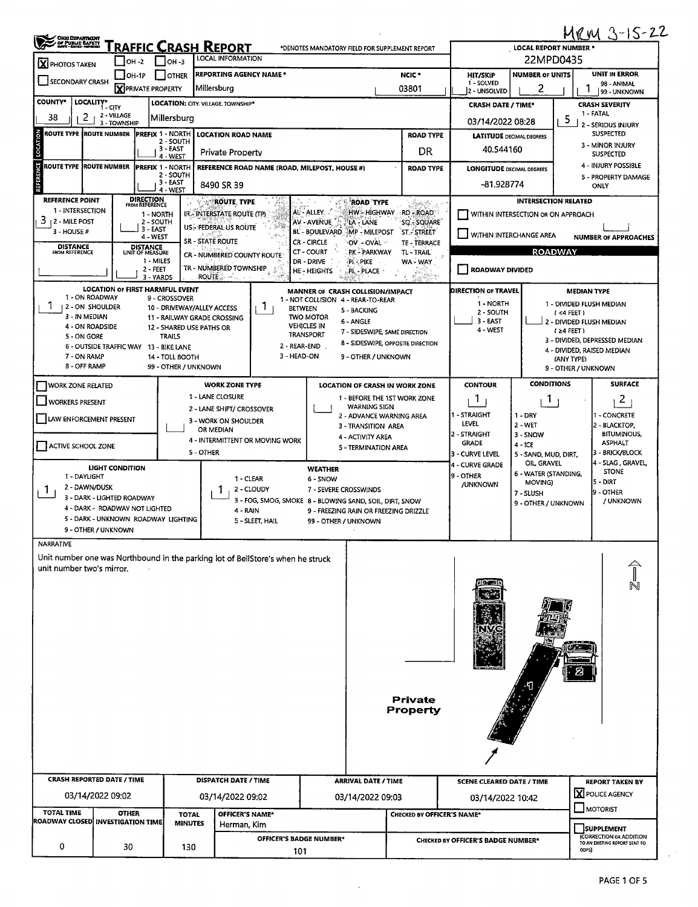MRM 3-15-22

# Traffic Crash Report

OHIO DEPARTMENT OF PUBLIC SAFETY

*DENOTES MANDATORY FIELD FOR SUPPLEMENT REPORT

**LOCAL REPORT NUMBER *:** 22MPD0435

| | | |
|---|---|---|
| [X] PHOTOS TAKEN | [ ] OH-2 | [ ] OH-3 |
| [ ] SECONDARY CRASH | [ ] OH-1P | [ ] OTHER |
| | [X] PRIVATE PROPERTY | |

**LOCAL INFORMATION**

| REPORTING AGENCY NAME * | NCIC * | HIT/SKIP | NUMBER OF UNITS | UNIT IN ERROR |
|---|---|---|---|---|
| Millersburg | 03801 | 1 - SOLVED / 2 - UNSOLVED | 2 | 1 (98 - ANIMAL, 99 - UNKNOWN) |

| COUNTY* | LOCALITY* | LOCATION: CITY, VILLAGE, TOWNSHIP* | CRASH DATE / TIME* | CRASH SEVERITY |
|---|---|---|---|---|
| 38 | 2 (1 - CITY, 2 - VILLAGE, 3 - TOWNSHIP) | Millersburg | 03/14/2022 08:28 | 5 (1 - FATAL, 2 - SERIOUS INJURY SUSPECTED, 3 - MINOR INJURY SUSPECTED, 4 - INJURY POSSIBLE, 5 - PROPERTY DAMAGE ONLY) |

**LOCATION**

| ROUTE TYPE | ROUTE NUMBER | PREFIX (1 - NORTH, 2 - SOUTH, 3 - EAST, 4 - WEST) | LOCATION ROAD NAME | ROAD TYPE | LATITUDE DECIMAL DEGREES |
|---|---|---|---|---|---|
| | | | Private Property | DR | 40.544160 |

**REFERENCE**

| ROUTE TYPE | ROUTE NUMBER | PREFIX (1 - NORTH, 2 - SOUTH, 3 - EAST, 4 - WEST) | REFERENCE ROAD NAME (ROAD, MILEPOST, HOUSE #) | ROAD TYPE | LONGITUDE DECIMAL DEGREES |
|---|---|---|---|---|---|
| | | | 8490 SR 39 | | -81.928774 |

**REFERENCE POINT:** 3 (1 - INTERSECTION, 2 - MILE POST, 3 - HOUSE #)

**DIRECTION FROM REFERENCE:** 1 - NORTH, 2 - SOUTH, 3 - EAST, 4 - WEST

**DISTANCE FROM REFERENCE / DISTANCE UNIT OF MEASURE:** 1 - MILES, 2 - FEET, 3 - YARDS

**ROUTE TYPE:** IR - INTERSTATE ROUTE (TP), US - FEDERAL US ROUTE, SR - STATE ROUTE, CR - NUMBERED COUNTY ROUTE, TR - NUMBERED TOWNSHIP ROUTE

**ROAD TYPE:** AL - ALLEY, AV - AVENUE, BL - BOULEVARD, CR - CIRCLE, CT - COURT, DR - DRIVE, HE - HEIGHTS, HW - HIGHWAY, LA - LANE, MP - MILEPOST, OV - OVAL, PK - PARKWAY, PI - PIKE, PL - PLACE, RD - ROAD, SQ - SQUARE, ST - STREET, TE - TERRACE, TL - TRAIL, WA - WAY

**INTERSECTION RELATED:** [ ] WITHIN INTERSECTION OR ON APPROACH; [ ] WITHIN INTERCHANGE AREA; NUMBER OF APPROACHES:

**ROADWAY:** [ ] ROADWAY DIVIDED

**LOCATION OF FIRST HARMFUL EVENT:** 1
1 - ON ROADWAY, 2 - ON SHOULDER, 3 - IN MEDIAN, 4 - ON ROADSIDE, 5 - ON GORE, 6 - OUTSIDE TRAFFIC WAY, 7 - ON RAMP, 8 - OFF RAMP, 9 - CROSSOVER, 10 - DRIVEWAY/ALLEY ACCESS, 11 - RAILWAY GRADE CROSSING, 12 - SHARED USE PATHS OR TRAILS, 13 - BIKE LANE, 14 - TOLL BOOTH, 99 - OTHER / UNKNOWN

**MANNER OF CRASH COLLISION/IMPACT:** 1
1 - NOT COLLISION BETWEEN TWO MOTOR VEHICLES IN TRANSPORT, 2 - REAR-END, 3 - HEAD-ON, 4 - REAR-TO-REAR, 5 - BACKING, 6 - ANGLE, 7 - SIDESWIPE, SAME DIRECTION, 8 - SIDESWIPE, OPPOSITE DIRECTION, 9 - OTHER / UNKNOWN

**DIRECTION OF TRAVEL:** 1 - NORTH, 2 - SOUTH, 3 - EAST, 4 - WEST

**MEDIAN TYPE:** 1 - DIVIDED FLUSH MEDIAN (<4 FEET), 2 - DIVIDED FLUSH MEDIAN (≥4 FEET), 3 - DIVIDED, DEPRESSED MEDIAN, 4 - DIVIDED, RAISED MEDIAN (ANY TYPE), 9 - OTHER / UNKNOWN

[ ] WORK ZONE RELATED
[ ] WORKERS PRESENT
[ ] LAW ENFORCEMENT PRESENT
[ ] ACTIVE SCHOOL ZONE

**WORK ZONE TYPE:** 1 - LANE CLOSURE, 2 - LANE SHIFT/ CROSSOVER, 3 - WORK ON SHOULDER OR MEDIAN, 4 - INTERMITTENT OR MOVING WORK, 5 - OTHER

**LOCATION OF CRASH IN WORK ZONE:** 1 - BEFORE THE 1ST WORK ZONE WARNING SIGN, 2 - ADVANCE WARNING AREA, 3 - TRANSITION AREA, 4 - ACTIVITY AREA, 5 - TERMINATION AREA

| CONTOUR | CONDITIONS | SURFACE |
|---|---|---|
| 1 | 1 | 2 |

CONTOUR: 1 - STRAIGHT LEVEL, 2 - STRAIGHT GRADE, 3 - CURVE LEVEL, 4 - CURVE GRADE, 9 - OTHER /UNKNOWN

CONDITIONS: 1 - DRY, 2 - WET, 3 - SNOW, 4 - ICE, 5 - SAND, MUD, DIRT, OIL, GRAVEL, 6 - WATER (STANDING, MOVING), 7 - SLUSH, 9 - OTHER / UNKNOWN

SURFACE: 1 - CONCRETE, 2 - BLACKTOP, BITUMINOUS, ASPHALT, 3 - BRICK/BLOCK, 4 - SLAG, GRAVEL, STONE, 5 - DIRT, 9 - OTHER / UNKNOWN

**LIGHT CONDITION:** 1
1 - DAYLIGHT, 2 - DAWN/DUSK, 3 - DARK - LIGHTED ROADWAY, 4 - DARK - ROADWAY NOT LIGHTED, 5 - DARK - UNKNOWN ROADWAY LIGHTING, 9 - OTHER / UNKNOWN

**WEATHER:** 1
1 - CLEAR, 2 - CLOUDY, 3 - FOG, SMOG, SMOKE, 4 - RAIN, 5 - SLEET, HAIL, 6 - SNOW, 7 - SEVERE CROSSWINDS, 8 - BLOWING SAND, SOIL, DIRT, SNOW, 9 - FREEZING RAIN OR FREEZING DRIZZLE, 99 - OTHER / UNKNOWN

**NARRATIVE**

Unit number one was Northbound in the parking lot of BellStore's when he struck unit number two's mirror.

N

Private Property

| CRASH REPORTED DATE / TIME | DISPATCH DATE / TIME | ARRIVAL DATE / TIME | SCENE CLEARED DATE / TIME | REPORT TAKEN BY |
|---|---|---|---|---|
| 03/14/2022 09:02 | 03/14/2022 09:02 | 03/14/2022 09:03 | 03/14/2022 10:42 | [X] POLICE AGENCY [ ] MOTORIST |

| TOTAL TIME ROADWAY CLOSED | OTHER INVESTIGATION TIME | TOTAL MINUTES | OFFICER'S NAME* | OFFICER'S BADGE NUMBER* | CHECKED BY OFFICER'S NAME* | CHECKED BY OFFICER'S BADGE NUMBER* |
|---|---|---|---|---|---|---|
| 0 | 30 | 130 | Herman, Kim | 101 | | |

[ ] SUPPLEMENT (CORRECTION OR ADDITION TO AN EXISTING REPORT SENT TO ODPS)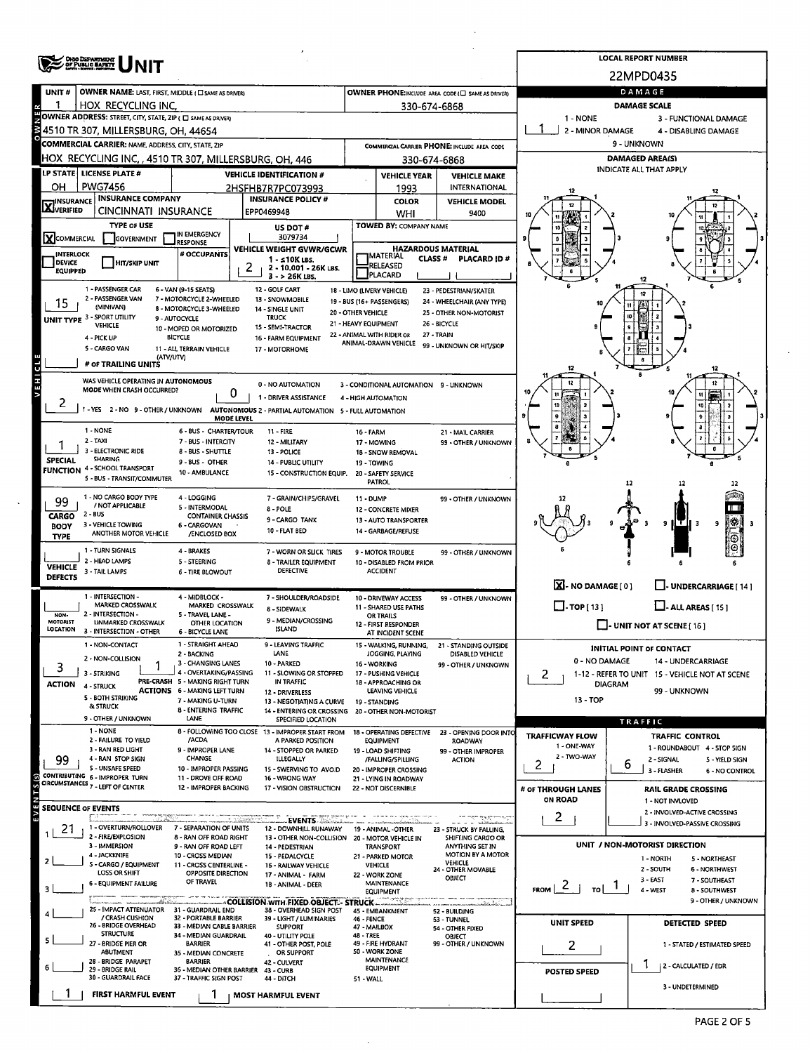# UNIT

**LOCAL REPORT NUMBER:** 22MPD0435

## OWNER

| UNIT # | OWNER NAME: LAST, FIRST, MIDDLE (☐ SAME AS DRIVER) | OWNER PHONE: INCLUDE AREA CODE (☐ SAME AS DRIVER) |
|---|---|---|
| 1 | HOX RECYCLING INC, | 330-674-6868 |

**OWNER ADDRESS:** STREET, CITY, STATE, ZIP (☐ SAME AS DRIVER)
4510 TR 307, MILLERSBURG, OH, 44654

**COMMERCIAL CARRIER:** NAME, ADDRESS, CITY, STATE, ZIP
HOX RECYCLING INC, , 4510 TR 307, MILLERSBURG, OH, 446

**COMMERCIAL CARRIER PHONE:** INCLUDE AREA CODE
330-674-6868

## VEHICLE

| LP STATE | LICENSE PLATE # | VEHICLE IDENTIFICATION # | VEHICLE YEAR | VEHICLE MAKE |
|---|---|---|---|---|
| OH | PWG7456 | 2HSFHB7R7PC073993 | 1993 | INTERNATIONAL |

| INSURANCE | INSURANCE COMPANY | INSURANCE POLICY # | COLOR | VEHICLE MODEL |
|---|---|---|---|---|
| [X] VERIFIED | CINCINNATI INSURANCE | EPP0469948 | WHI | 9400 |

**TYPE OF USE:** [X] COMMERCIAL ☐ GOVERNMENT ☐ IN EMERGENCY RESPONSE

**US DOT #:** 3079734

**TOWED BY:** COMPANY NAME

☐ INTERLOCK DEVICE EQUIPPED ☐ HIT/SKIP UNIT

**# OCCUPANTS:**

**VEHICLE WEIGHT GVWR/GCWR:** 2 (1 - ≤10K LBS. 2 - 10.001 - 26K LBS. 3 - > 26K LBS.)

**HAZARDOUS MATERIAL:** ☐ MATERIAL RELEASED ☐ PLACARD CLASS # PLACARD ID #

**UNIT TYPE:** 15
1 - PASSENGER CAR, 2 - PASSENGER VAN (MINIVAN), 3 - SPORT UTILITY VEHICLE, 4 - PICK UP, 5 - CARGO VAN, 6 - VAN (9-15 SEATS), 7 - MOTORCYCLE 2-WHEELED, 8 - MOTORCYCLE 3-WHEELED, 9 - AUTOCYCLE, 10 - MOPED OR MOTORIZED BICYCLE, 11 - ALL TERRAIN VEHICLE (ATV/UTV), 12 - GOLF CART, 13 - SNOWMOBILE, 14 - SINGLE UNIT TRUCK, 15 - SEMI-TRACTOR, 16 - FARM EQUIPMENT, 17 - MOTORHOME, 18 - LIMO (LIVERY VEHICLE), 19 - BUS (16+ PASSENGERS), 20 - OTHER VEHICLE, 21 - HEAVY EQUIPMENT, 22 - ANIMAL WITH RIDER OR ANIMAL-DRAWN VEHICLE, 23 - PEDESTRIAN/SKATER, 24 - WHEELCHAIR (ANY TYPE), 25 - OTHER NON-MOTORIST, 26 - BICYCLE, 27 - TRAIN, 99 - UNKNOWN OR HIT/SKIP

**# OF TRAILING UNITS:**

**WAS VEHICLE OPERATING IN AUTONOMOUS MODE WHEN CRASH OCCURRED?** 2
1 - YES 2 - NO 9 - OTHER / UNKNOWN

**AUTONOMOUS MODE LEVEL:** 0
0 - NO AUTOMATION, 1 - DRIVER ASSISTANCE, 2 - PARTIAL AUTOMATION, 3 - CONDITIONAL AUTOMATION, 4 - HIGH AUTOMATION, 5 - FULL AUTOMATION, 9 - UNKNOWN

**SPECIAL FUNCTION:** 1
1 - NONE, 2 - TAXI, 3 - ELECTRONIC RIDE SHARING, 4 - SCHOOL TRANSPORT, 5 - BUS - TRANSIT/COMMUTER, 6 - BUS - CHARTER/TOUR, 7 - BUS - INTERCITY, 8 - BUS - SHUTTLE, 9 - BUS - OTHER, 10 - AMBULANCE, 11 - FIRE, 12 - MILITARY, 13 - POLICE, 14 - PUBLIC UTILITY, 15 - CONSTRUCTION EQUIP., 16 - FARM, 17 - MOWING, 18 - SNOW REMOVAL, 19 - TOWING, 20 - SAFETY SERVICE PATROL, 21 - MAIL CARRIER, 99 - OTHER / UNKNOWN

**CARGO BODY TYPE:** 99
1 - NO CARGO BODY TYPE / NOT APPLICABLE, 2 - BUS, 3 - VEHICLE TOWING ANOTHER MOTOR VEHICLE, 4 - LOGGING, 5 - INTERMODAL CONTAINER CHASSIS, 6 - CARGOVAN /ENCLOSED BOX, 7 - GRAIN/CHIPS/GRAVEL, 8 - POLE, 9 - CARGO TANK, 10 - FLAT BED, 11 - DUMP, 12 - CONCRETE MIXER, 13 - AUTO TRANSPORTER, 14 - GARBAGE/REFUSE, 99 - OTHER / UNKNOWN

**VEHICLE DEFECTS:**
1 - TURN SIGNALS, 2 - HEAD LAMPS, 3 - TAIL LAMPS, 4 - BRAKES, 5 - STEERING, 6 - TIRE BLOWOUT, 7 - WORN OR SLICK TIRES, 8 - TRAILER EQUIPMENT DEFECTIVE, 9 - MOTOR TROUBLE, 10 - DISABLED FROM PRIOR ACCIDENT, 99 - OTHER / UNKNOWN

**NON-MOTORIST LOCATION:**
1 - INTERSECTION - MARKED CROSSWALK, 2 - INTERSECTION - UNMARKED CROSSWALK, 3 - INTERSECTION - OTHER, 4 - MIDBLOCK - MARKED CROSSWALK, 5 - TRAVEL LANE - OTHER LOCATION, 6 - BICYCLE LANE, 7 - SHOULDER/ROADSIDE, 8 - SIDEWALK, 9 - MEDIAN/CROSSING ISLAND, 10 - DRIVEWAY ACCESS, 11 - SHARED USE PATHS OR TRAILS, 12 - FIRST RESPONDER AT INCIDENT SCENE, 99 - OTHER / UNKNOWN

**ACTION:** 3
1 - NON-CONTACT, 2 - NON-COLLISION, 3 - STRIKING, 4 - STRUCK, 5 - BOTH STRIKING & STRUCK, 9 - OTHER / UNKNOWN

**PRE-CRASH ACTIONS:** 1
1 - STRAIGHT AHEAD, 2 - BACKING, 3 - CHANGING LANES, 4 - OVERTAKING/PASSING, 5 - MAKING RIGHT TURN, 6 - MAKING LEFT TURN, 7 - MAKING U-TURN, 8 - ENTERING TRAFFIC LANE, 9 - LEAVING TRAFFIC LANE, 10 - PARKED, 11 - SLOWING OR STOPPED IN TRAFFIC, 12 - DRIVERLESS, 13 - NEGOTIATING A CURVE, 14 - ENTERING OR CROSSING SPECIFIED LOCATION, 15 - WALKING, RUNNING, JOGGING, PLAYING, 16 - WORKING, 17 - PUSHING VEHICLE, 18 - APPROACHING OR LEAVING VEHICLE, 19 - STANDING, 20 - OTHER NON-MOTORIST, 21 - STANDING OUTSIDE DISABLED VEHICLE, 99 - OTHER / UNKNOWN

**CONTRIBUTING CIRCUMSTANCES:** 99
1 - NONE, 2 - FAILURE TO YIELD, 3 - RAN RED LIGHT, 4 - RAN STOP SIGN, 5 - UNSAFE SPEED, 6 - IMPROPER TURN, 7 - LEFT OF CENTER, 8 - FOLLOWING TOO CLOSE /ACDA, 9 - IMPROPER LANE CHANGE, 10 - IMPROPER PASSING, 11 - DROVE OFF ROAD, 12 - IMPROPER BACKING, 13 - IMPROPER START FROM A PARKED POSITION, 14 - STOPPED OR PARKED ILLEGALLY, 15 - SWERVING TO AVOID, 16 - WRONG WAY, 17 - VISION OBSTRUCTION, 18 - OPERATING DEFECTIVE EQUIPMENT, 19 - LOAD SHIFTING /FALLING/SPILLING, 20 - IMPROPER CROSSING, 21 - LYING IN ROADWAY, 22 - NOT DISCERNIBLE, 23 - OPENING DOOR INTO ROADWAY, 99 - OTHER IMPROPER ACTION

## SEQUENCE OF EVENTS

| # | Event |
|---|---|
| 1 | 21 |
| 2 | |
| 3 | |
| 4 | |
| 5 | |
| 6 | |

**EVENTS:** 1 - OVERTURN/ROLLOVER, 2 - FIRE/EXPLOSION, 3 - IMMERSION, 4 - JACKKNIFE, 5 - CARGO / EQUIPMENT LOSS OR SHIFT, 6 - EQUIPMENT FAILURE, 7 - SEPARATION OF UNITS, 8 - RAN OFF ROAD RIGHT, 9 - RAN OFF ROAD LEFT, 10 - CROSS MEDIAN, 11 - CROSS CENTERLINE - OPPOSITE DIRECTION OF TRAVEL, 12 - DOWNHILL RUNAWAY, 13 - OTHER NON-COLLISION, 14 - PEDESTRIAN, 15 - PEDALCYCLE, 16 - RAILWAY VEHICLE, 17 - ANIMAL - FARM, 18 - ANIMAL - DEER, 19 - ANIMAL -OTHER, 20 - MOTOR VEHICLE IN TRANSPORT, 21 - PARKED MOTOR VEHICLE, 22 - WORK ZONE MAINTENANCE EQUIPMENT, 23 - STRUCK BY FALLING, SHIFTING CARGO OR ANYTHING SET IN MOTION BY A MOTOR VEHICLE, 24 - OTHER MOVABLE OBJECT

**COLLISION WITH FIXED OBJECT - STRUCK:** 25 - IMPACT ATTENUATOR / CRASH CUSHION, 26 - BRIDGE OVERHEAD STRUCTURE, 27 - BRIDGE PIER OR ABUTMENT, 28 - BRIDGE PARAPET, 29 - BRIDGE RAIL, 30 - GUARDRAIL FACE, 31 - GUARDRAIL END, 32 - PORTABLE BARRIER, 33 - MEDIAN CABLE BARRIER, 34 - MEDIAN GUARDRAIL BARRIER, 35 - MEDIAN CONCRETE BARRIER, 36 - MEDIAN OTHER BARRIER, 37 - TRAFFIC SIGN POST, 38 - OVERHEAD SIGN POST, 39 - LIGHT / LUMINARIES SUPPORT, 40 - UTILITY POLE, 41 - OTHER POST, POLE OR SUPPORT, 42 - CULVERT, 43 - CURB, 44 - DITCH, 45 - EMBANKMENT, 46 - FENCE, 47 - MAILBOX, 48 - TREE, 49 - FIRE HYDRANT, 50 - WORK ZONE MAINTENANCE EQUIPMENT, 51 - WALL, 52 - BUILDING, 53 - TUNNEL, 54 - OTHER FIXED OBJECT, 99 - OTHER / UNKNOWN

**FIRST HARMFUL EVENT:** 1  **MOST HARMFUL EVENT:** 1

## DAMAGE

**DAMAGE SCALE:** 1
1 - NONE, 2 - MINOR DAMAGE, 3 - FUNCTIONAL DAMAGE, 4 - DISABLING DAMAGE, 9 - UNKNOWN

**DAMAGED AREA(S)** INDICATE ALL THAT APPLY

[X] NO DAMAGE [0] ☐ UNDERCARRIAGE [14] ☐ TOP [13] ☐ ALL AREAS [15] ☐ UNIT NOT AT SCENE [16]

**INITIAL POINT OF CONTACT:** 2
0 - NO DAMAGE, 1-12 - REFER TO UNIT DIAGRAM, 13 - TOP, 14 - UNDERCARRIAGE, 15 - VEHICLE NOT AT SCENE, 99 - UNKNOWN

## TRAFFIC

**TRAFFICWAY FLOW:** 2 (1 - ONE-WAY, 2 - TWO-WAY)

**TRAFFIC CONTROL:** 6
1 - ROUNDABOUT, 2 - SIGNAL, 3 - FLASHER, 4 - STOP SIGN, 5 - YIELD SIGN, 6 - NO CONTROL

**# OF THROUGH LANES ON ROAD:** 2

**RAIL GRADE CROSSING:**
1 - NOT INVLOVED, 2 - INVOLVED-ACTIVE CROSSING, 3 - INVOLVED-PASSIVE CROSSING

**UNIT / NON-MOTORIST DIRECTION:** FROM 2 TO 1
1 - NORTH, 2 - SOUTH, 3 - EAST, 4 - WEST, 5 - NORTHEAST, 6 - NORTHWEST, 7 - SOUTHEAST, 8 - SOUTHWEST, 9 - OTHER / UNKNOWN

**UNIT SPEED:** 2

**POSTED SPEED:**

**DETECTED SPEED:** 1
1 - STATED / ESTIMATED SPEED, 2 - CALCULATED / EDR, 3 - UNDETERMINED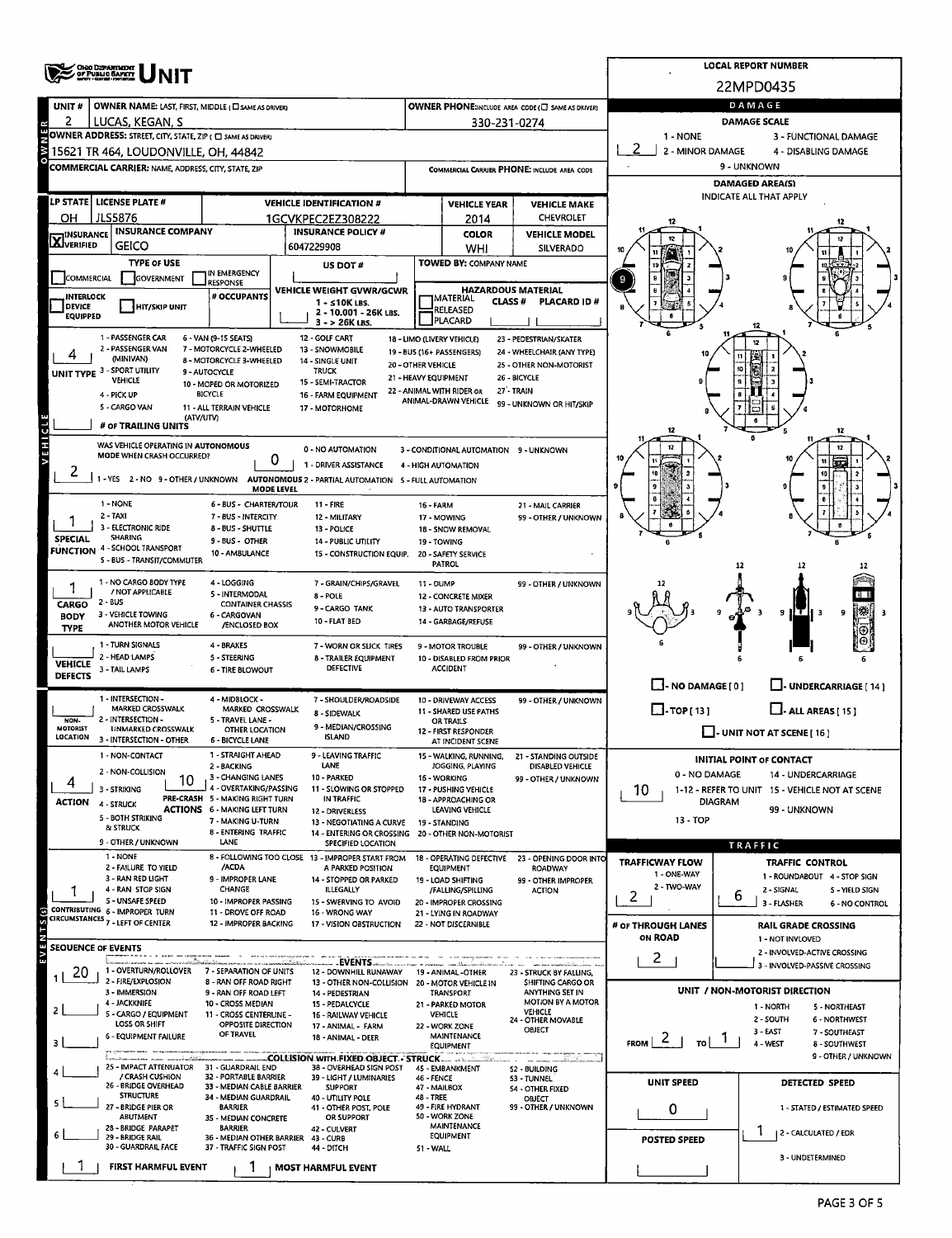# UNIT

**LOCAL REPORT NUMBER:** 22MPD0435

| UNIT # | OWNER NAME: LAST, FIRST, MIDDLE (☐ SAME AS DRIVER) | OWNER PHONE: INCLUDE AREA CODE (☐ SAME AS DRIVER) |
|---|---|---|
| 2 | LUCAS, KEGAN, S | 330-231-0274 |

**OWNER ADDRESS:** STREET, CITY, STATE, ZIP (☐ SAME AS DRIVER)
15621 TR 464, LOUDONVILLE, OH, 44842

**COMMERCIAL CARRIER:** NAME, ADDRESS, CITY, STATE, ZIP

**COMMERCIAL CARRIER PHONE:** INCLUDE AREA CODE

| LP STATE | LICENSE PLATE # | VEHICLE IDENTIFICATION # | VEHICLE YEAR | VEHICLE MAKE |
|---|---|---|---|---|
| OH | JLS5876 | 1GCVKPEC2EZ308222 | 2014 | CHEVROLET |

| INSURANCE | INSURANCE COMPANY | INSURANCE POLICY # | COLOR | VEHICLE MODEL |
|---|---|---|---|---|
| ☒ VERIFIED | GEICO | 6047229908 | WHI | SILVERADO |

**TYPE OF USE:** ☐ COMMERCIAL ☐ GOVERNMENT ☐ IN EMERGENCY RESPONSE

**US DOT #**

**TOWED BY:** COMPANY NAME

☐ INTERLOCK DEVICE EQUIPPED ☐ HIT/SKIP UNIT

**# OCCUPANTS**

**VEHICLE WEIGHT GVWR/GCWR:** 1 - ≤10K LBS. 2 - 10.001 - 26K LBS. 3 - > 26K LBS.

**HAZARDOUS MATERIAL:** ☐ MATERIAL CLASS # ☐ RELEASED ☐ PLACARD — PLACARD ID #

**UNIT TYPE:** 4
1 - PASSENGER CAR, 2 - PASSENGER VAN (MINIVAN), 3 - SPORT UTILITY VEHICLE, 4 - PICK UP, 5 - CARGO VAN, 6 - VAN (9-15 SEATS), 7 - MOTORCYCLE 2-WHEELED, 8 - MOTORCYCLE 3-WHEELED, 9 - AUTOCYCLE, 10 - MOPED OR MOTORIZED BICYCLE, 11 - ALL TERRAIN VEHICLE (ATV/UTV), 12 - GOLF CART, 13 - SNOWMOBILE, 14 - SINGLE UNIT TRUCK, 15 - SEMI-TRACTOR, 16 - FARM EQUIPMENT, 17 - MOTORHOME, 18 - LIMO (LIVERY VEHICLE), 19 - BUS (16+ PASSENGERS), 20 - OTHER VEHICLE, 21 - HEAVY EQUIPMENT, 22 - ANIMAL WITH RIDER OR ANIMAL-DRAWN VEHICLE, 23 - PEDESTRIAN/SKATER, 24 - WHEELCHAIR (ANY TYPE), 25 - OTHER NON-MOTORIST, 26 - BICYCLE, 27 - TRAIN, 99 - UNKNOWN OR HIT/SKIP

**# OF TRAILING UNITS**

**WAS VEHICLE OPERATING IN AUTONOMOUS MODE WHEN CRASH OCCURRED?** 2
1 - YES 2 - NO 9 - OTHER / UNKNOWN

**AUTONOMOUS MODE LEVEL:** 0
0 - NO AUTOMATION, 1 - DRIVER ASSISTANCE, 2 - PARTIAL AUTOMATION, 3 - CONDITIONAL AUTOMATION, 4 - HIGH AUTOMATION, 5 - FULL AUTOMATION, 9 - UNKNOWN

**SPECIAL FUNCTION:** 1
1 - NONE, 2 - TAXI, 3 - ELECTRONIC RIDE SHARING, 4 - SCHOOL TRANSPORT, 5 - BUS - TRANSIT/COMMUTER, 6 - BUS - CHARTER/TOUR, 7 - BUS - INTERCITY, 8 - BUS - SHUTTLE, 9 - BUS - OTHER, 10 - AMBULANCE, 11 - FIRE, 12 - MILITARY, 13 - POLICE, 14 - PUBLIC UTILITY, 15 - CONSTRUCTION EQUIP., 16 - FARM, 17 - MOWING, 18 - SNOW REMOVAL, 19 - TOWING, 20 - SAFETY SERVICE PATROL, 21 - MAIL CARRIER, 99 - OTHER / UNKNOWN

**CARGO BODY TYPE:** 1
1 - NO CARGO BODY TYPE / NOT APPLICABLE, 2 - BUS, 3 - VEHICLE TOWING ANOTHER MOTOR VEHICLE, 4 - LOGGING, 5 - INTERMODAL CONTAINER CHASSIS, 6 - CARGOVAN /ENCLOSED BOX, 7 - GRAIN/CHIPS/GRAVEL, 8 - POLE, 9 - CARGO TANK, 10 - FLAT BED, 11 - DUMP, 12 - CONCRETE MIXER, 13 - AUTO TRANSPORTER, 14 - GARBAGE/REFUSE, 99 - OTHER / UNKNOWN

**VEHICLE DEFECTS:**
1 - TURN SIGNALS, 2 - HEAD LAMPS, 3 - TAIL LAMPS, 4 - BRAKES, 5 - STEERING, 6 - TIRE BLOWOUT, 7 - WORN OR SLICK TIRES, 8 - TRAILER EQUIPMENT DEFECTIVE, 9 - MOTOR TROUBLE, 10 - DISABLED FROM PRIOR ACCIDENT, 99 - OTHER / UNKNOWN

**NON-MOTORIST LOCATION:**
1 - INTERSECTION - MARKED CROSSWALK, 2 - INTERSECTION - UNMARKED CROSSWALK, 3 - INTERSECTION - OTHER, 4 - MIDBLOCK - MARKED CROSSWALK, 5 - TRAVEL LANE - OTHER LOCATION, 6 - BICYCLE LANE, 7 - SHOULDER/ROADSIDE, 8 - SIDEWALK, 9 - MEDIAN/CROSSING ISLAND, 10 - DRIVEWAY ACCESS, 11 - SHARED USE PATHS OR TRAILS, 12 - FIRST RESPONDER AT INCIDENT SCENE, 99 - OTHER / UNKNOWN

**ACTION:** 4 — **PRE-CRASH ACTIONS:** 10
1 - NON-CONTACT, 2 - NON-COLLISION, 3 - STRIKING, 4 - STRUCK, 5 - BOTH STRIKING & STRUCK, 9 - OTHER / UNKNOWN
1 - STRAIGHT AHEAD, 2 - BACKING, 3 - CHANGING LANES, 4 - OVERTAKING/PASSING, 5 - MAKING RIGHT TURN, 6 - MAKING LEFT TURN, 7 - MAKING U-TURN, 8 - ENTERING TRAFFIC LANE, 9 - LEAVING TRAFFIC LANE, 10 - PARKED, 11 - SLOWING OR STOPPED IN TRAFFIC, 12 - DRIVERLESS, 13 - NEGOTIATING A CURVE, 14 - ENTERING OR CROSSING SPECIFIED LOCATION, 15 - WALKING, RUNNING, JOGGING, PLAYING, 16 - WORKING, 17 - PUSHING VEHICLE, 18 - APPROACHING OR LEAVING VEHICLE, 19 - STANDING, 20 - OTHER NON-MOTORIST, 21 - STANDING OUTSIDE DISABLED VEHICLE, 99 - OTHER / UNKNOWN

**CONTRIBUTING CIRCUMSTANCES:** 1
1 - NONE, 2 - FAILURE TO YIELD, 3 - RAN RED LIGHT, 4 - RAN STOP SIGN, 5 - UNSAFE SPEED, 6 - IMPROPER TURN, 7 - LEFT OF CENTER, 8 - FOLLOWING TOO CLOSE /ACDA, 9 - IMPROPER LANE CHANGE, 10 - IMPROPER PASSING, 11 - DROVE OFF ROAD, 12 - IMPROPER BACKING, 13 - IMPROPER START FROM A PARKED POSITION, 14 - STOPPED OR PARKED ILLEGALLY, 15 - SWERVING TO AVOID, 16 - WRONG WAY, 17 - VISION OBSTRUCTION, 18 - OPERATING DEFECTIVE EQUIPMENT, 19 - LOAD SHIFTING /FALLING/SPILLING, 20 - IMPROPER CROSSING, 21 - LYING IN ROADWAY, 22 - NOT DISCERNIBLE, 23 - OPENING DOOR INTO ROADWAY, 99 - OTHER IMPROPER ACTION

**SEQUENCE OF EVENTS:** 1: 20, 2: , 3: , 4: , 5: , 6:

**EVENTS:** 1 - OVERTURN/ROLLOVER, 2 - FIRE/EXPLOSION, 3 - IMMERSION, 4 - JACKKNIFE, 5 - CARGO / EQUIPMENT LOSS OR SHIFT, 6 - EQUIPMENT FAILURE, 7 - SEPARATION OF UNITS, 8 - RAN OFF ROAD RIGHT, 9 - RAN OFF ROAD LEFT, 10 - CROSS MEDIAN, 11 - CROSS CENTERLINE - OPPOSITE DIRECTION OF TRAVEL, 12 - DOWNHILL RUNAWAY, 13 - OTHER NON-COLLISION, 14 - PEDESTRIAN, 15 - PEDALCYCLE, 16 - RAILWAY VEHICLE, 17 - ANIMAL - FARM, 18 - ANIMAL - DEER, 19 - ANIMAL -OTHER, 20 - MOTOR VEHICLE IN TRANSPORT, 21 - PARKED MOTOR VEHICLE, 22 - WORK ZONE MAINTENANCE EQUIPMENT, 23 - STRUCK BY FALLING, SHIFTING CARGO OR ANYTHING SET IN MOTION BY A MOTOR VEHICLE, 24 - OTHER MOVABLE OBJECT

**COLLISION WITH FIXED OBJECT - STRUCK:** 25 - IMPACT ATTENUATOR / CRASH CUSHION, 26 - BRIDGE OVERHEAD STRUCTURE, 27 - BRIDGE PIER OR ABUTMENT, 28 - BRIDGE PARAPET, 29 - BRIDGE RAIL, 30 - GUARDRAIL FACE, 31 - GUARDRAIL END, 32 - PORTABLE BARRIER, 33 - MEDIAN CABLE BARRIER, 34 - MEDIAN GUARDRAIL BARRIER, 35 - MEDIAN CONCRETE BARRIER, 36 - MEDIAN OTHER BARRIER, 37 - TRAFFIC SIGN POST, 38 - OVERHEAD SIGN POST, 39 - LIGHT / LUMINARIES SUPPORT, 40 - UTILITY POLE, 41 - OTHER POST, POLE OR SUPPORT, 42 - CULVERT, 43 - CURB, 44 - DITCH, 45 - EMBANKMENT, 46 - FENCE, 47 - MAILBOX, 48 - TREE, 49 - FIRE HYDRANT, 50 - WORK ZONE MAINTENANCE EQUIPMENT, 51 - WALL, 52 - BUILDING, 53 - TUNNEL, 54 - OTHER FIXED OBJECT, 99 - OTHER / UNKNOWN

**FIRST HARMFUL EVENT:** 1 — **MOST HARMFUL EVENT:** 1

## DAMAGE

**DAMAGE SCALE:** 2
1 - NONE, 2 - MINOR DAMAGE, 3 - FUNCTIONAL DAMAGE, 4 - DISABLING DAMAGE, 9 - UNKNOWN

**DAMAGED AREA(S)** — INDICATE ALL THAT APPLY: 9

☐ - NO DAMAGE [ 0 ] ☐ - UNDERCARRIAGE [ 14 ] ☐ - TOP [ 13 ] ☐ - ALL AREAS [ 15 ] ☐ - UNIT NOT AT SCENE [ 16 ]

**INITIAL POINT OF CONTACT:** 10
0 - NO DAMAGE, 1-12 - REFER TO UNIT DIAGRAM, 13 - TOP, 14 - UNDERCARRIAGE, 15 - VEHICLE NOT AT SCENE, 99 - UNKNOWN

## TRAFFIC

**TRAFFICWAY FLOW:** 2 (1 - ONE-WAY, 2 - TWO-WAY)

**TRAFFIC CONTROL:** 6
1 - ROUNDABOUT, 2 - SIGNAL, 3 - FLASHER, 4 - STOP SIGN, 5 - YIELD SIGN, 6 - NO CONTROL

**# OF THROUGH LANES ON ROAD:** 2

**RAIL GRADE CROSSING:**
1 - NOT INVOLVED, 2 - INVOLVED-ACTIVE CROSSING, 3 - INVOLVED-PASSIVE CROSSING

**UNIT / NON-MOTORIST DIRECTION:** FROM 2 TO 1
1 - NORTH, 2 - SOUTH, 3 - EAST, 4 - WEST, 5 - NORTHEAST, 6 - NORTHWEST, 7 - SOUTHEAST, 8 - SOUTHWEST, 9 - OTHER / UNKNOWN

**UNIT SPEED:** 0

**POSTED SPEED:**

**DETECTED SPEED:** 1
1 - STATED / ESTIMATED SPEED, 2 - CALCULATED / EDR, 3 - UNDETERMINED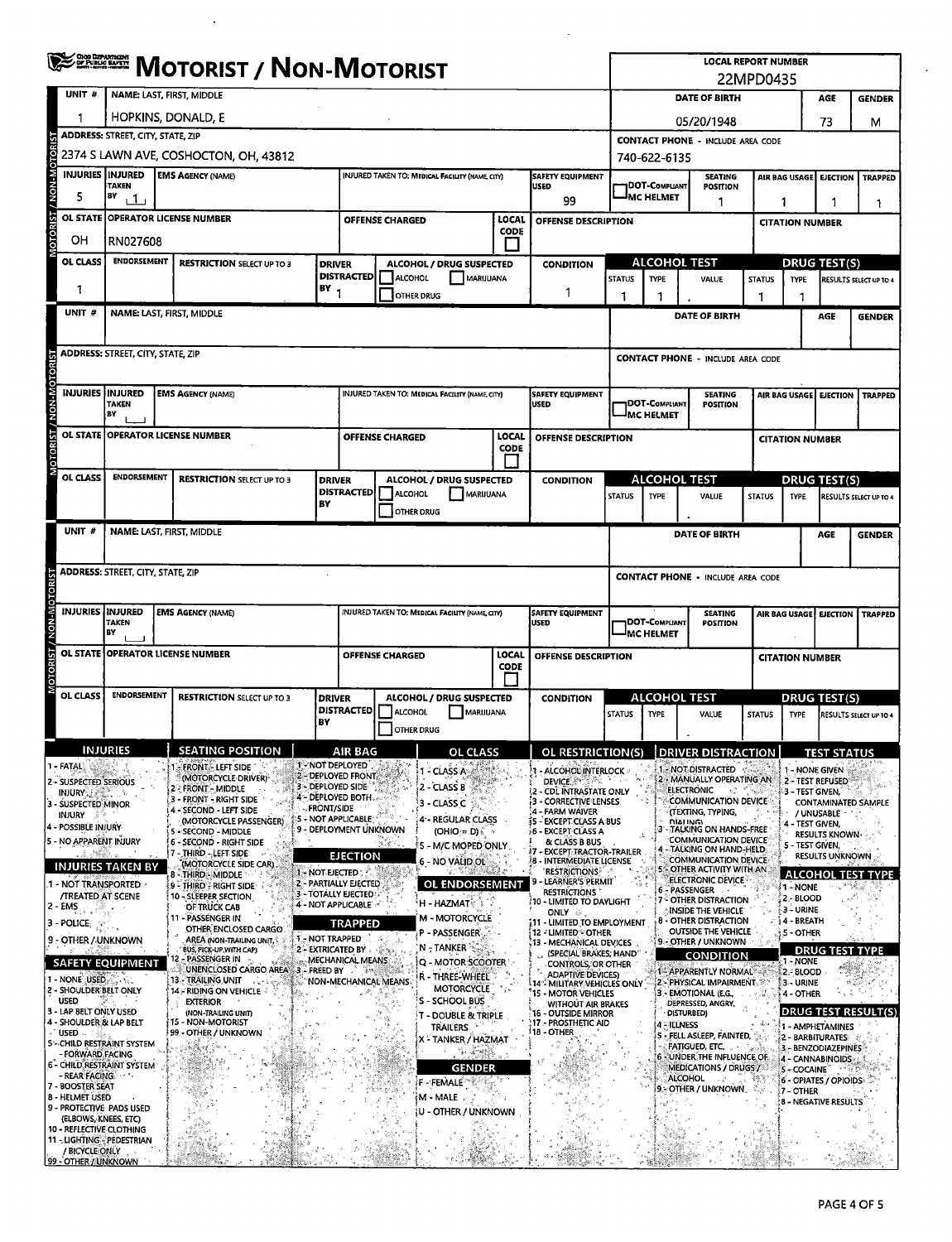# MOTORIST / NON-MOTORIST

**LOCAL REPORT NUMBER:** 22MPD0435

## MOTORIST / NON-MOTORIST (Unit 1)

| UNIT # | NAME: LAST, FIRST, MIDDLE | DATE OF BIRTH | AGE | GENDER |
|---|---|---|---|---|
| 1 | HOPKINS, DONALD, E | 05/20/1948 | 73 | M |

| ADDRESS: STREET, CITY, STATE, ZIP | CONTACT PHONE - INCLUDE AREA CODE |
|---|---|
| 2374 S LAWN AVE, COSHOCTON, OH, 43812 | 740-622-6135 |

| INJURIES | INJURED TAKEN BY | EMS AGENCY (NAME) | INJURED TAKEN TO: MEDICAL FACILITY (NAME, CITY) | SAFETY EQUIPMENT USED | DOT-COMPLIANT MC HELMET | SEATING POSITION | AIR BAG USAGE | EJECTION | TRAPPED |
|---|---|---|---|---|---|---|---|---|---|
| 5 | 1 | | | 99 | | 1 | 1 | 1 | 1 |

| OL STATE | OPERATOR LICENSE NUMBER | OFFENSE CHARGED | LOCAL CODE | OFFENSE DESCRIPTION | CITATION NUMBER |
|---|---|---|---|---|---|
| OH | RN027608 | | | | |

| OL CLASS | ENDORSEMENT | RESTRICTION SELECT UP TO 3 | DRIVER DISTRACTED BY | ALCOHOL / DRUG SUSPECTED | CONDITION | ALCOHOL TEST STATUS | ALCOHOL TEST TYPE | ALCOHOL TEST VALUE | DRUG TEST(S) STATUS | DRUG TEST(S) TYPE | RESULTS SELECT UP TO 4 |
|---|---|---|---|---|---|---|---|---|---|---|---|
| 1 | | | 1 | ☐ ALCOHOL ☐ MARIJUANA ☐ OTHER DRUG | 1 | 1 | 1 | . | 1 | 1 | |

## MOTORIST / NON-MOTORIST (Unit blank)

| UNIT # | NAME: LAST, FIRST, MIDDLE | DATE OF BIRTH | AGE | GENDER |
|---|---|---|---|---|
| | | | | |

| ADDRESS: STREET, CITY, STATE, ZIP | CONTACT PHONE - INCLUDE AREA CODE |
|---|---|
| | |

| INJURIES | INJURED TAKEN BY | EMS AGENCY (NAME) | INJURED TAKEN TO: MEDICAL FACILITY (NAME, CITY) | SAFETY EQUIPMENT USED | DOT-COMPLIANT MC HELMET | SEATING POSITION | AIR BAG USAGE | EJECTION | TRAPPED |
|---|---|---|---|---|---|---|---|---|---|
| | | | | | | | | | |

| OL STATE | OPERATOR LICENSE NUMBER | OFFENSE CHARGED | LOCAL CODE | OFFENSE DESCRIPTION | CITATION NUMBER |
|---|---|---|---|---|---|
| | | | | | |

| OL CLASS | ENDORSEMENT | RESTRICTION SELECT UP TO 3 | DRIVER DISTRACTED BY | ALCOHOL / DRUG SUSPECTED | CONDITION | ALCOHOL TEST STATUS | ALCOHOL TEST TYPE | ALCOHOL TEST VALUE | DRUG TEST(S) STATUS | DRUG TEST(S) TYPE | RESULTS SELECT UP TO 4 |
|---|---|---|---|---|---|---|---|---|---|---|---|
| | | | | ☐ ALCOHOL ☐ MARIJUANA ☐ OTHER DRUG | | | | . | | | |

## MOTORIST / NON-MOTORIST (Unit blank)

| UNIT # | NAME: LAST, FIRST, MIDDLE | DATE OF BIRTH | AGE | GENDER |
|---|---|---|---|---|
| | | | | |

| ADDRESS: STREET, CITY, STATE, ZIP | CONTACT PHONE - INCLUDE AREA CODE |
|---|---|
| | |

| INJURIES | INJURED TAKEN BY | EMS AGENCY (NAME) | INJURED TAKEN TO: MEDICAL FACILITY (NAME, CITY) | SAFETY EQUIPMENT USED | DOT-COMPLIANT MC HELMET | SEATING POSITION | AIR BAG USAGE | EJECTION | TRAPPED |
|---|---|---|---|---|---|---|---|---|---|
| | | | | | | | | | |

| OL STATE | OPERATOR LICENSE NUMBER | OFFENSE CHARGED | LOCAL CODE | OFFENSE DESCRIPTION | CITATION NUMBER |
|---|---|---|---|---|---|
| | | | | | |

| OL CLASS | ENDORSEMENT | RESTRICTION SELECT UP TO 3 | DRIVER DISTRACTED BY | ALCOHOL / DRUG SUSPECTED | CONDITION | ALCOHOL TEST STATUS | ALCOHOL TEST TYPE | ALCOHOL TEST VALUE | DRUG TEST(S) STATUS | DRUG TEST(S) TYPE | RESULTS SELECT UP TO 4 |
|---|---|---|---|---|---|---|---|---|---|---|---|
| | | | | ☐ ALCOHOL ☐ MARIJUANA ☐ OTHER DRUG | | | | . | | | |

## Codes

**INJURIES**
1 - FATAL
2 - SUSPECTED SERIOUS INJURY
3 - SUSPECTED MINOR INJURY
4 - POSSIBLE INJURY
5 - NO APPARENT INJURY

**INJURIES TAKEN BY**
1 - NOT TRANSPORTED /TREATED AT SCENE
2 - EMS
3 - POLICE
9 - OTHER / UNKNOWN

**SAFETY EQUIPMENT**
1 - NONE USED
2 - SHOULDER BELT ONLY USED
3 - LAP BELT ONLY USED
4 - SHOULDER & LAP BELT USED
5 - CHILD RESTRAINT SYSTEM - FORWARD FACING
6 - CHILD RESTRAINT SYSTEM - REAR FACING
7 - BOOSTER SEAT
8 - HELMET USED
9 - PROTECTIVE PADS USED (ELBOWS, KNEES, ETC)
10 - REFLECTIVE CLOTHING
11 - LIGHTING - PEDESTRIAN / BICYCLE ONLY
99 - OTHER / UNKNOWN

**SEATING POSITION**
1 - FRONT - LEFT SIDE (MOTORCYCLE DRIVER)
2 - FRONT - MIDDLE
3 - FRONT - RIGHT SIDE
4 - SECOND - LEFT SIDE (MOTORCYCLE PASSENGER)
5 - SECOND - MIDDLE
6 - SECOND - RIGHT SIDE
7 - THIRD - LEFT SIDE (MOTORCYCLE SIDE CAR)
8 - THIRD - MIDDLE
9 - THIRD - RIGHT SIDE
10 - SLEEPER SECTION OF TRUCK CAB
11 - PASSENGER IN OTHER ENCLOSED CARGO AREA (NON-TRAILING UNIT, BUS, PICK-UP WITH CAP)
12 - PASSENGER IN UNENCLOSED CARGO AREA
13 - TRAILING UNIT
14 - RIDING ON VEHICLE EXTERIOR (NON-TRAILING UNIT)
15 - NON-MOTORIST
99 - OTHER / UNKNOWN

**AIR BAG**
1 - NOT DEPLOYED
2 - DEPLOYED FRONT
3 - DEPLOYED SIDE
4 - DEPLOYED BOTH FRONT/SIDE
5 - NOT APPLICABLE
9 - DEPLOYMENT UNKNOWN

**EJECTION**
1 - NOT EJECTED
2 - PARTIALLY EJECTED
3 - TOTALLY EJECTED
4 - NOT APPLICABLE

**TRAPPED**
1 - NOT TRAPPED
2 - EXTRICATED BY MECHANICAL MEANS
3 - FREED BY NON-MECHANICAL MEANS

**OL CLASS**
1 - CLASS A
2 - CLASS B
3 - CLASS C
4 - REGULAR CLASS (OHIO = D)
5 - M/C MOPED ONLY
6 - NO VALID OL

**OL ENDORSEMENT**
H - HAZMAT
M - MOTORCYCLE
P - PASSENGER
N - TANKER
Q - MOTOR SCOOTER
R - THREE-WHEEL MOTORCYCLE
S - SCHOOL BUS
T - DOUBLE & TRIPLE TRAILERS
X - TANKER / HAZMAT

**GENDER**
F - FEMALE
M - MALE
U - OTHER / UNKNOWN

**OL RESTRICTION(S)**
1 - ALCOHOL INTERLOCK DEVICE
2 - CDL INTRASTATE ONLY
3 - CORRECTIVE LENSES
4 - FARM WAIVER
5 - EXCEPT CLASS A BUS
6 - EXCEPT CLASS A & CLASS B BUS
7 - EXCEPT TRACTOR-TRAILER
8 - INTERMEDIATE LICENSE RESTRICTIONS
9 - LEARNER'S PERMIT RESTRICTIONS
10 - LIMITED TO DAYLIGHT ONLY
11 - LIMITED TO EMPLOYMENT
12 - LIMITED - OTHER
13 - MECHANICAL DEVICES (SPECIAL BRAKES, HAND CONTROLS, OR OTHER ADAPTIVE DEVICES)
14 - MILITARY VEHICLES ONLY
15 - MOTOR VEHICLES WITHOUT AIR BRAKES
16 - OUTSIDE MIRROR
17 - PROSTHETIC AID
18 - OTHER

**DRIVER DISTRACTION**
1 - NOT DISTRACTED
2 - MANUALLY OPERATING AN ELECTRONIC COMMUNICATION DEVICE (TEXTING, TYPING, DIALING)
3 - TALKING ON HANDS-FREE COMMUNICATION DEVICE
4 - TALKING ON HAND-HELD COMMUNICATION DEVICE
5 - OTHER ACTIVITY WITH AN ELECTRONIC DEVICE
6 - PASSENGER
7 - OTHER DISTRACTION INSIDE THE VEHICLE
8 - OTHER DISTRACTION OUTSIDE THE VEHICLE
9 - OTHER / UNKNOWN

**CONDITION**
1 - APPARENTLY NORMAL
2 - PHYSICAL IMPAIRMENT
3 - EMOTIONAL (E.G., DEPRESSED, ANGRY, DISTURBED)
4 - ILLNESS
5 - FELL ASLEEP, FAINTED, FATIGUED, ETC.
6 - UNDER THE INFLUENCE OF MEDICATIONS / DRUGS / ALCOHOL
9 - OTHER / UNKNOWN

**TEST STATUS**
1 - NONE GIVEN
2 - TEST REFUSED
3 - TEST GIVEN, CONTAMINATED SAMPLE / UNUSABLE
4 - TEST GIVEN, RESULTS KNOWN
5 - TEST GIVEN, RESULTS UNKNOWN

**ALCOHOL TEST TYPE**
1 - NONE
2 - BLOOD
3 - URINE
4 - BREATH
5 - OTHER

**DRUG TEST TYPE**
1 - NONE
2 - BLOOD
3 - URINE
4 - OTHER

**DRUG TEST RESULT(S)**
1 - AMPHETAMINES
2 - BARBITURATES
3 - BENZODIAZEPINES
4 - CANNABINOIDS
5 - COCAINE
6 - OPIATES / OPIOIDS
7 - OTHER
8 - NEGATIVE RESULTS